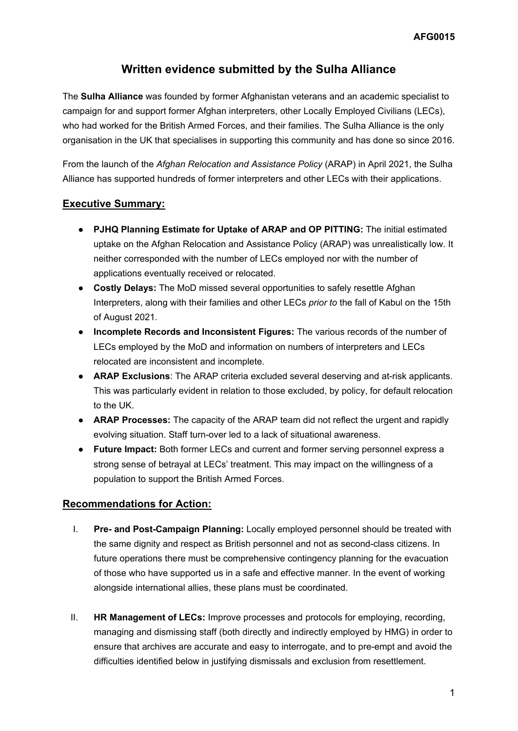AFG0015

# Written evidence submitted by the Sulha Alliance

The **Sulha Alliance** was founded by former Afghanistan veterans and an academic specialist to campaign for and support former Afghan interpreters, other Locally Employed Civilians (LECs), who had worked for the British Armed Forces, and their families. The Sulha Alliance is the only organisation in the UK that specialises in supporting this community and has done so since 2016.

From the launch of the *Afghan Relocation and Assistance Policy* (ARAP) in April 2021, the Sulha Alliance has supported hundreds of former interpreters and other LECs with their applications.

## Executive Summary:

- **PJHQ Planning Estimate for Uptake of ARAP and OP PITTING:** The initial estimated uptake on the Afghan Relocation and Assistance Policy (ARAP) was unrealistically low. It neither corresponded with the number of LECs employed nor with the number of applications eventually received or relocated.
- **Costly Delays:** The MoD missed several opportunities to safely resettle Afghan Interpreters, along with their families and other LECs *prior to* the fall of Kabul on the 15th of August 2021.
- **Incomplete Records and Inconsistent Figures:** The various records of the number of LECs employed by the MoD and information on numbers of interpreters and LECs relocated are inconsistent and incomplete.
- **ARAP Exclusions**: The ARAP criteria excluded several deserving and at-risk applicants. This was particularly evident in relation to those excluded, by policy, for default relocation to the UK.
- **ARAP Processes:** The capacity of the ARAP team did not reflect the urgent and rapidly evolving situation. Staff turn-over led to a lack of situational awareness.
- **Future Impact:** Both former LECs and current and former serving personnel express a strong sense of betrayal at LECs' treatment. This may impact on the willingness of a population to support the British Armed Forces.

## Recommendations for Action:

I. **Pre- and Post-Campaign Planning:** Locally employed personnel should be treated with the same dignity and respect as British personnel and not as second-class citizens. In future operations there must be comprehensive contingency planning for the evacuation of those who have supported us in a safe and effective manner. In the event of working alongside international allies, these plans must be coordinated.

II. **HR Management of LECs:** Improve processes and protocols for employing, recording, managing and dismissing staff (both directly and indirectly employed by HMG) in order to ensure that archives are accurate and easy to interrogate, and to pre-empt and avoid the difficulties identified below in justifying dismissals and exclusion from resettlement.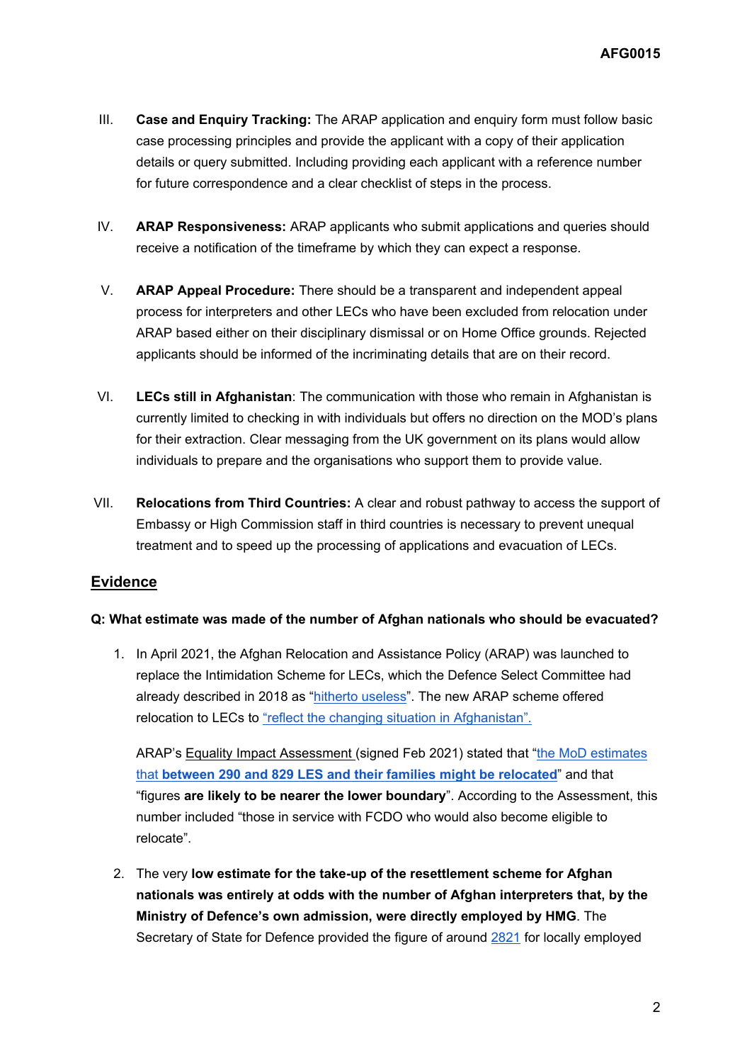III. **Case and Enquiry Tracking:** The ARAP application and enquiry form must follow basic case processing principles and provide the applicant with a copy of their application details or query submitted. Including providing each applicant with a reference number for future correspondence and a clear checklist of steps in the process.

IV. **ARAP Responsiveness:** ARAP applicants who submit applications and queries should receive a notification of the timeframe by which they can expect a response.

V. **ARAP Appeal Procedure:** There should be a transparent and independent appeal process for interpreters and other LECs who have been excluded from relocation under ARAP based either on their disciplinary dismissal or on Home Office grounds. Rejected applicants should be informed of the incriminating details that are on their record.

VI. **LECs still in Afghanistan**: The communication with those who remain in Afghanistan is currently limited to checking in with individuals but offers no direction on the MOD's plans for their extraction. Clear messaging from the UK government on its plans would allow individuals to prepare and the organisations who support them to provide value.

VII. **Relocations from Third Countries:** A clear and robust pathway to access the support of Embassy or High Commission staff in third countries is necessary to prevent unequal treatment and to speed up the processing of applications and evacuation of LECs.

## Evidence

**Q: What estimate was made of the number of Afghan nationals who should be evacuated?**

1. In April 2021, the Afghan Relocation and Assistance Policy (ARAP) was launched to replace the Intimidation Scheme for LECs, which the Defence Select Committee had already described in 2018 as "hitherto useless". The new ARAP scheme offered relocation to LECs to "reflect the changing situation in Afghanistan".

   ARAP's Equality Impact Assessment (signed Feb 2021) stated that "the MoD estimates that **between 290 and 829 LES and their families might be relocated**" and that "figures **are likely to be nearer the lower boundary**". According to the Assessment, this number included "those in service with FCDO who would also become eligible to relocate".

2. The very **low estimate for the take-up of the resettlement scheme for Afghan nationals was entirely at odds with the number of Afghan interpreters that, by the Ministry of Defence's own admission, were directly employed by HMG**. The Secretary of State for Defence provided the figure of around 2821 for locally employed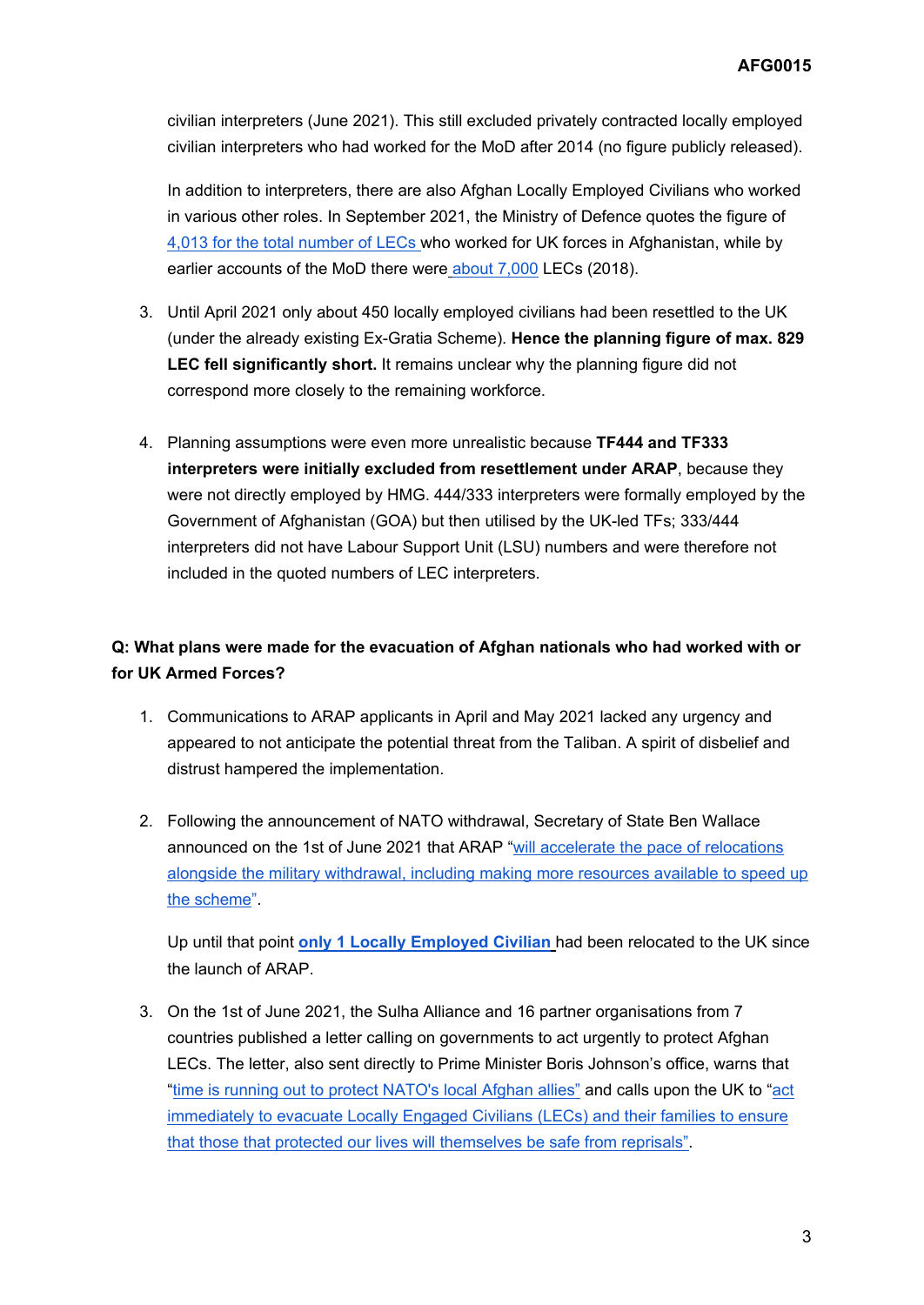civilian interpreters (June 2021). This still excluded privately contracted locally employed civilian interpreters who had worked for the MoD after 2014 (no figure publicly released).

In addition to interpreters, there are also Afghan Locally Employed Civilians who worked in various other roles. In September 2021, the Ministry of Defence quotes the figure of 4,013 for the total number of LECs who worked for UK forces in Afghanistan, while by earlier accounts of the MoD there were about 7,000 LECs (2018).

3. Until April 2021 only about 450 locally employed civilians had been resettled to the UK (under the already existing Ex-Gratia Scheme). **Hence the planning figure of max. 829 LEC fell significantly short.** It remains unclear why the planning figure did not correspond more closely to the remaining workforce.

4. Planning assumptions were even more unrealistic because **TF444 and TF333 interpreters were initially excluded from resettlement under ARAP**, because they were not directly employed by HMG. 444/333 interpreters were formally employed by the Government of Afghanistan (GOA) but then utilised by the UK-led TFs; 333/444 interpreters did not have Labour Support Unit (LSU) numbers and were therefore not included in the quoted numbers of LEC interpreters.

**Q: What plans were made for the evacuation of Afghan nationals who had worked with or for UK Armed Forces?**

1. Communications to ARAP applicants in April and May 2021 lacked any urgency and appeared to not anticipate the potential threat from the Taliban. A spirit of disbelief and distrust hampered the implementation.

2. Following the announcement of NATO withdrawal, Secretary of State Ben Wallace announced on the 1st of June 2021 that ARAP "will accelerate the pace of relocations alongside the military withdrawal, including making more resources available to speed up the scheme".

   Up until that point **only 1 Locally Employed Civilian** had been relocated to the UK since the launch of ARAP.

3. On the 1st of June 2021, the Sulha Alliance and 16 partner organisations from 7 countries published a letter calling on governments to act urgently to protect Afghan LECs. The letter, also sent directly to Prime Minister Boris Johnson's office, warns that "time is running out to protect NATO's local Afghan allies" and calls upon the UK to "act immediately to evacuate Locally Engaged Civilians (LECs) and their families to ensure that those that protected our lives will themselves be safe from reprisals".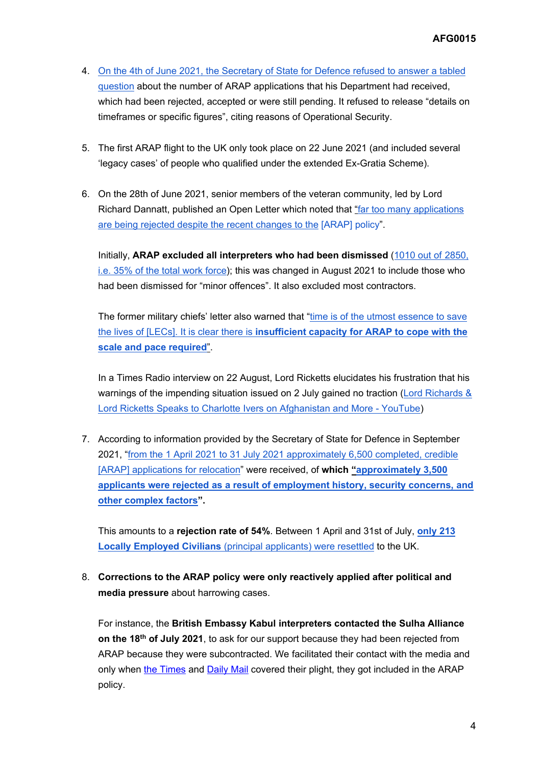4. On the 4th of June 2021, the Secretary of State for Defence refused to answer a tabled question about the number of ARAP applications that his Department had received, which had been rejected, accepted or were still pending. It refused to release “details on timeframes or specific figures”, citing reasons of Operational Security.

5. The first ARAP flight to the UK only took place on 22 June 2021 (and included several ‘legacy cases’ of people who qualified under the extended Ex-Gratia Scheme).

6. On the 28th of June 2021, senior members of the veteran community, led by Lord Richard Dannatt, published an Open Letter which noted that “far too many applications are being rejected despite the recent changes to the [ARAP] policy”.

   Initially, **ARAP excluded all interpreters who had been dismissed** (1010 out of 2850, i.e. 35% of the total work force); this was changed in August 2021 to include those who had been dismissed for “minor offences”. It also excluded most contractors.

   The former military chiefs’ letter also warned that “time is of the utmost essence to save the lives of [LECs]. It is clear there is **insufficient capacity for ARAP to cope with the scale and pace required**”.

   In a Times Radio interview on 22 August, Lord Ricketts elucidates his frustration that his warnings of the impending situation issued on 2 July gained no traction (Lord Richards & Lord Ricketts Speaks to Charlotte Ivers on Afghanistan and More - YouTube)

7. According to information provided by the Secretary of State for Defence in September 2021, “from the 1 April 2021 to 31 July 2021 approximately 6,500 completed, credible [ARAP] applications for relocation” were received, of **which “approximately 3,500 applicants were rejected as a result of employment history, security concerns, and other complex factors”.**

   This amounts to a **rejection rate of 54%**. Between 1 April and 31st of July, **only 213 Locally Employed Civilians** (principal applicants) were resettled to the UK.

8. **Corrections to the ARAP policy were only reactively applied after political and media pressure** about harrowing cases.

   For instance, the **British Embassy Kabul interpreters contacted the Sulha Alliance on the 18th of July 2021**, to ask for our support because they had been rejected from ARAP because they were subcontracted. We facilitated their contact with the media and only when the Times and Daily Mail covered their plight, they got included in the ARAP policy.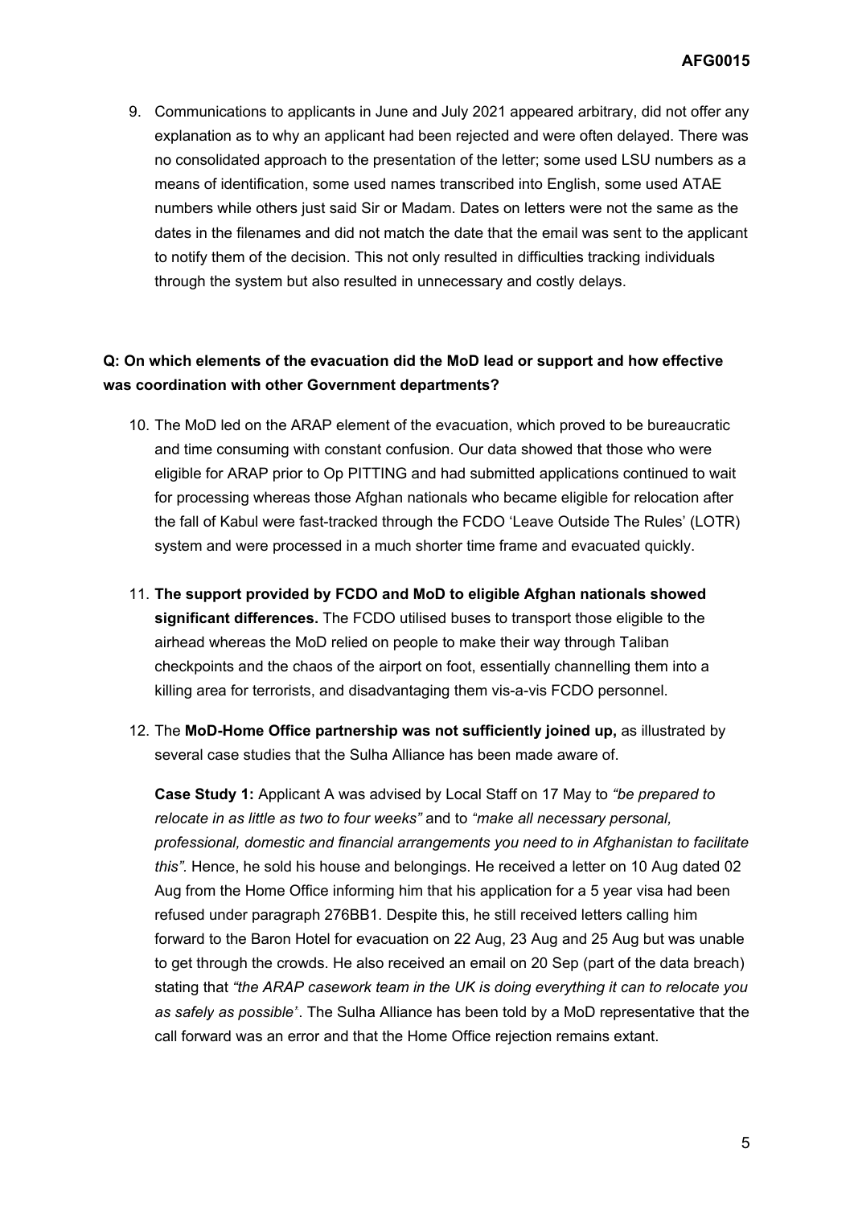9. Communications to applicants in June and July 2021 appeared arbitrary, did not offer any explanation as to why an applicant had been rejected and were often delayed. There was no consolidated approach to the presentation of the letter; some used LSU numbers as a means of identification, some used names transcribed into English, some used ATAE numbers while others just said Sir or Madam. Dates on letters were not the same as the dates in the filenames and did not match the date that the email was sent to the applicant to notify them of the decision. This not only resulted in difficulties tracking individuals through the system but also resulted in unnecessary and costly delays.

**Q: On which elements of the evacuation did the MoD lead or support and how effective was coordination with other Government departments?**

10. The MoD led on the ARAP element of the evacuation, which proved to be bureaucratic and time consuming with constant confusion. Our data showed that those who were eligible for ARAP prior to Op PITTING and had submitted applications continued to wait for processing whereas those Afghan nationals who became eligible for relocation after the fall of Kabul were fast-tracked through the FCDO 'Leave Outside The Rules' (LOTR) system and were processed in a much shorter time frame and evacuated quickly.

11. **The support provided by FCDO and MoD to eligible Afghan nationals showed significant differences.** The FCDO utilised buses to transport those eligible to the airhead whereas the MoD relied on people to make their way through Taliban checkpoints and the chaos of the airport on foot, essentially channelling them into a killing area for terrorists, and disadvantaging them vis-a-vis FCDO personnel.

12. The **MoD-Home Office partnership was not sufficiently joined up,** as illustrated by several case studies that the Sulha Alliance has been made aware of.

    **Case Study 1:** Applicant A was advised by Local Staff on 17 May to *"be prepared to relocate in as little as two to four weeks"* and to *"make all necessary personal, professional, domestic and financial arrangements you need to in Afghanistan to facilitate this"*. Hence, he sold his house and belongings. He received a letter on 10 Aug dated 02 Aug from the Home Office informing him that his application for a 5 year visa had been refused under paragraph 276BB1. Despite this, he still received letters calling him forward to the Baron Hotel for evacuation on 22 Aug, 23 Aug and 25 Aug but was unable to get through the crowds. He also received an email on 20 Sep (part of the data breach) stating that *"the ARAP casework team in the UK is doing everything it can to relocate you as safely as possible'*. The Sulha Alliance has been told by a MoD representative that the call forward was an error and that the Home Office rejection remains extant.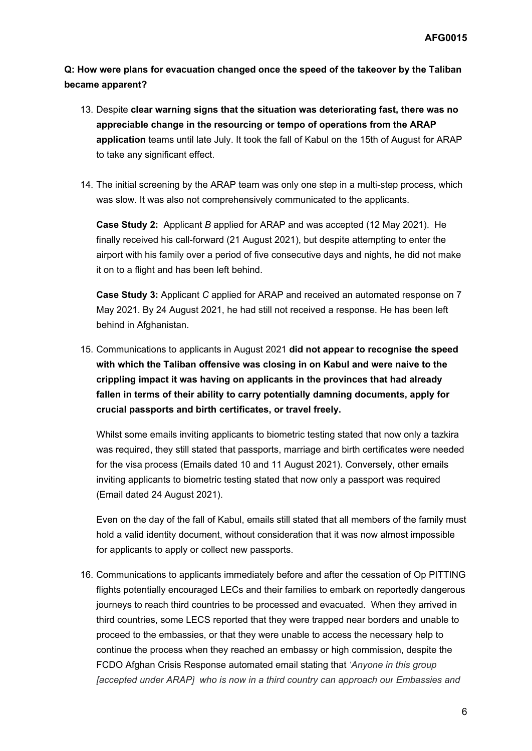**Q: How were plans for evacuation changed once the speed of the takeover by the Taliban became apparent?**

13. Despite **clear warning signs that the situation was deteriorating fast, there was no appreciable change in the resourcing or tempo of operations from the ARAP application** teams until late July. It took the fall of Kabul on the 15th of August for ARAP to take any significant effect.

14. The initial screening by the ARAP team was only one step in a multi-step process, which was slow. It was also not comprehensively communicated to the applicants.

    **Case Study 2:** Applicant *B* applied for ARAP and was accepted (12 May 2021). He finally received his call-forward (21 August 2021), but despite attempting to enter the airport with his family over a period of five consecutive days and nights, he did not make it on to a flight and has been left behind.

    **Case Study 3:** Applicant *C* applied for ARAP and received an automated response on 7 May 2021. By 24 August 2021, he had still not received a response. He has been left behind in Afghanistan.

15. Communications to applicants in August 2021 **did not appear to recognise the speed with which the Taliban offensive was closing in on Kabul and were naive to the crippling impact it was having on applicants in the provinces that had already fallen in terms of their ability to carry potentially damning documents, apply for crucial passports and birth certificates, or travel freely.**

    Whilst some emails inviting applicants to biometric testing stated that now only a tazkira was required, they still stated that passports, marriage and birth certificates were needed for the visa process (Emails dated 10 and 11 August 2021). Conversely, other emails inviting applicants to biometric testing stated that now only a passport was required (Email dated 24 August 2021).

    Even on the day of the fall of Kabul, emails still stated that all members of the family must hold a valid identity document, without consideration that it was now almost impossible for applicants to apply or collect new passports.

16. Communications to applicants immediately before and after the cessation of Op PITTING flights potentially encouraged LECs and their families to embark on reportedly dangerous journeys to reach third countries to be processed and evacuated. When they arrived in third countries, some LECS reported that they were trapped near borders and unable to proceed to the embassies, or that they were unable to access the necessary help to continue the process when they reached an embassy or high commission, despite the FCDO Afghan Crisis Response automated email stating that *'Anyone in this group [accepted under ARAP] who is now in a third country can approach our Embassies and*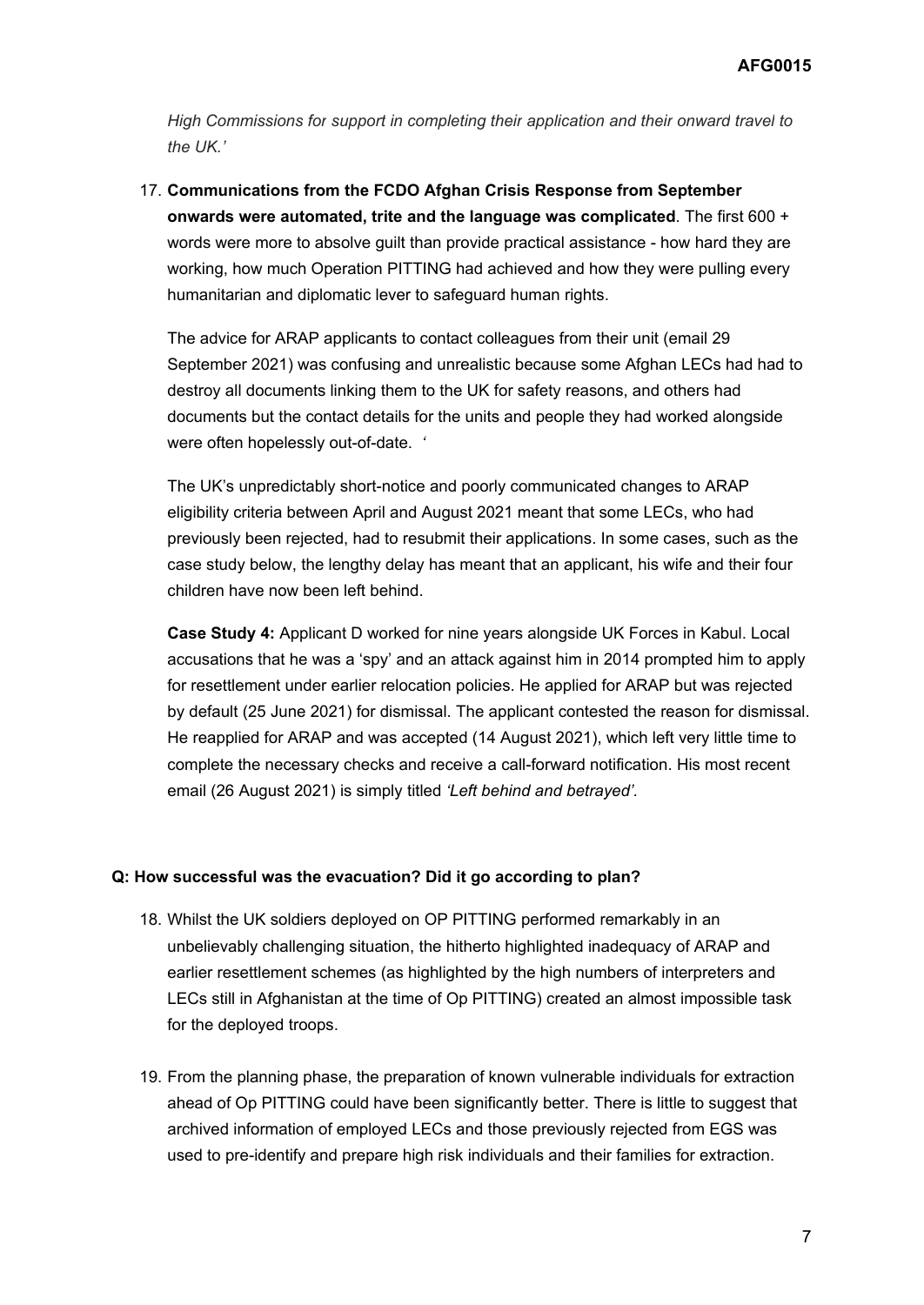*High Commissions for support in completing their application and their onward travel to the UK.'*

17. **Communications from the FCDO Afghan Crisis Response from September onwards were automated, trite and the language was complicated**. The first 600 + words were more to absolve guilt than provide practical assistance - how hard they are working, how much Operation PITTING had achieved and how they were pulling every humanitarian and diplomatic lever to safeguard human rights.

    The advice for ARAP applicants to contact colleagues from their unit (email 29 September 2021) was confusing and unrealistic because some Afghan LECs had had to destroy all documents linking them to the UK for safety reasons, and others had documents but the contact details for the units and people they had worked alongside were often hopelessly out-of-date. *'*

    The UK's unpredictably short-notice and poorly communicated changes to ARAP eligibility criteria between April and August 2021 meant that some LECs, who had previously been rejected, had to resubmit their applications. In some cases, such as the case study below, the lengthy delay has meant that an applicant, his wife and their four children have now been left behind.

    **Case Study 4:** Applicant D worked for nine years alongside UK Forces in Kabul. Local accusations that he was a 'spy' and an attack against him in 2014 prompted him to apply for resettlement under earlier relocation policies. He applied for ARAP but was rejected by default (25 June 2021) for dismissal. The applicant contested the reason for dismissal. He reapplied for ARAP and was accepted (14 August 2021), which left very little time to complete the necessary checks and receive a call-forward notification. His most recent email (26 August 2021) is simply titled *'Left behind and betrayed'.*

**Q: How successful was the evacuation? Did it go according to plan?**

18. Whilst the UK soldiers deployed on OP PITTING performed remarkably in an unbelievably challenging situation, the hitherto highlighted inadequacy of ARAP and earlier resettlement schemes (as highlighted by the high numbers of interpreters and LECs still in Afghanistan at the time of Op PITTING) created an almost impossible task for the deployed troops.

19. From the planning phase, the preparation of known vulnerable individuals for extraction ahead of Op PITTING could have been significantly better. There is little to suggest that archived information of employed LECs and those previously rejected from EGS was used to pre-identify and prepare high risk individuals and their families for extraction.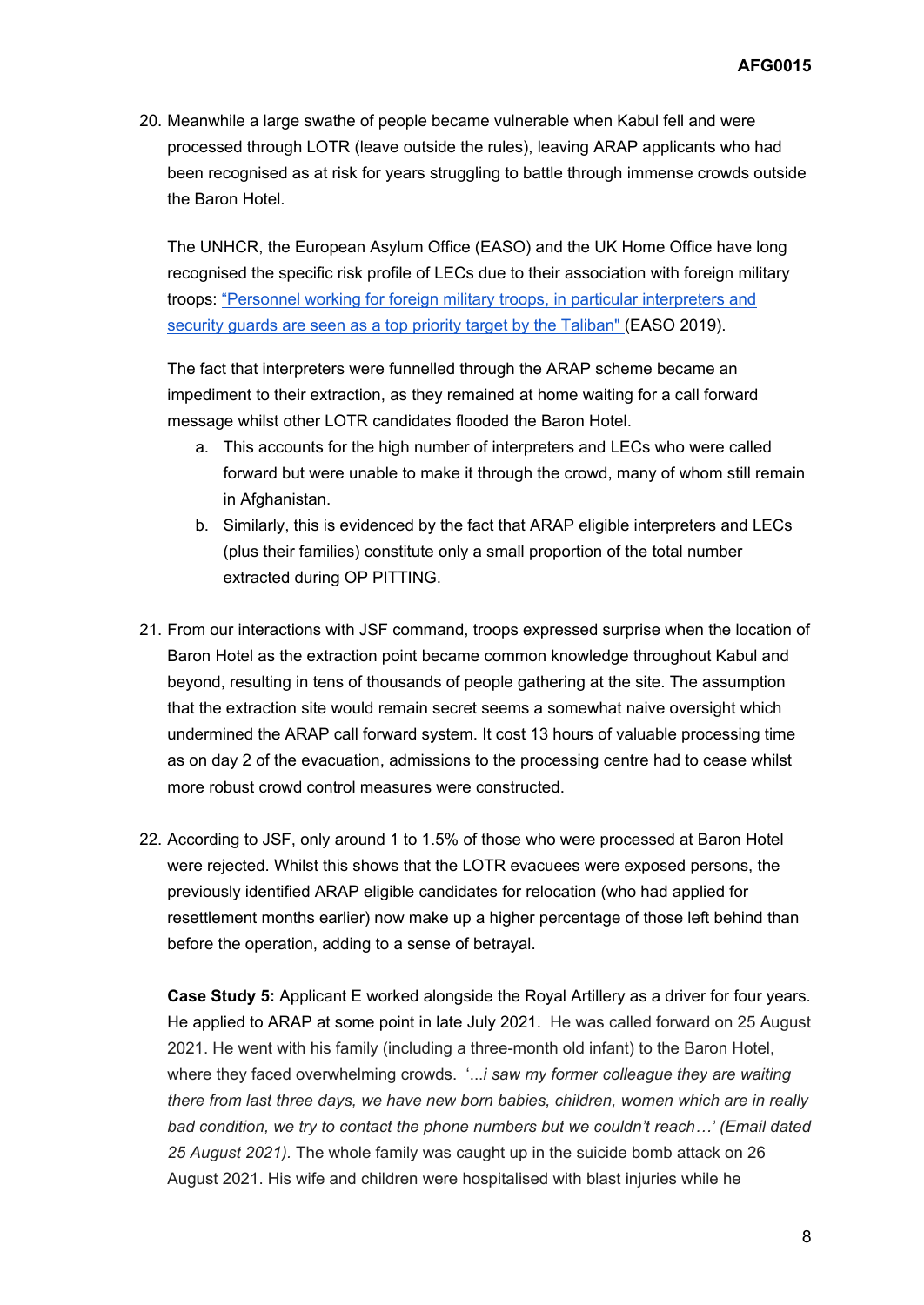20. Meanwhile a large swathe of people became vulnerable when Kabul fell and were processed through LOTR (leave outside the rules), leaving ARAP applicants who had been recognised as at risk for years struggling to battle through immense crowds outside the Baron Hotel.

    The UNHCR, the European Asylum Office (EASO) and the UK Home Office have long recognised the specific risk profile of LECs due to their association with foreign military troops: "Personnel working for foreign military troops, in particular interpreters and security guards are seen as a top priority target by the Taliban" (EASO 2019).

    The fact that interpreters were funnelled through the ARAP scheme became an impediment to their extraction, as they remained at home waiting for a call forward message whilst other LOTR candidates flooded the Baron Hotel.

    a. This accounts for the high number of interpreters and LECs who were called forward but were unable to make it through the crowd, many of whom still remain in Afghanistan.
    b. Similarly, this is evidenced by the fact that ARAP eligible interpreters and LECs (plus their families) constitute only a small proportion of the total number extracted during OP PITTING.

21. From our interactions with JSF command, troops expressed surprise when the location of Baron Hotel as the extraction point became common knowledge throughout Kabul and beyond, resulting in tens of thousands of people gathering at the site. The assumption that the extraction site would remain secret seems a somewhat naive oversight which undermined the ARAP call forward system. It cost 13 hours of valuable processing time as on day 2 of the evacuation, admissions to the processing centre had to cease whilst more robust crowd control measures were constructed.

22. According to JSF, only around 1 to 1.5% of those who were processed at Baron Hotel were rejected. Whilst this shows that the LOTR evacuees were exposed persons, the previously identified ARAP eligible candidates for relocation (who had applied for resettlement months earlier) now make up a higher percentage of those left behind than before the operation, adding to a sense of betrayal.

    **Case Study 5:** Applicant E worked alongside the Royal Artillery as a driver for four years. He applied to ARAP at some point in late July 2021. He was called forward on 25 August 2021. He went with his family (including a three-month old infant) to the Baron Hotel, where they faced overwhelming crowds. '...*i saw my former colleague they are waiting there from last three days, we have new born babies, children, women which are in really bad condition, we try to contact the phone numbers but we couldn't reach…' (Email dated 25 August 2021).* The whole family was caught up in the suicide bomb attack on 26 August 2021. His wife and children were hospitalised with blast injuries while he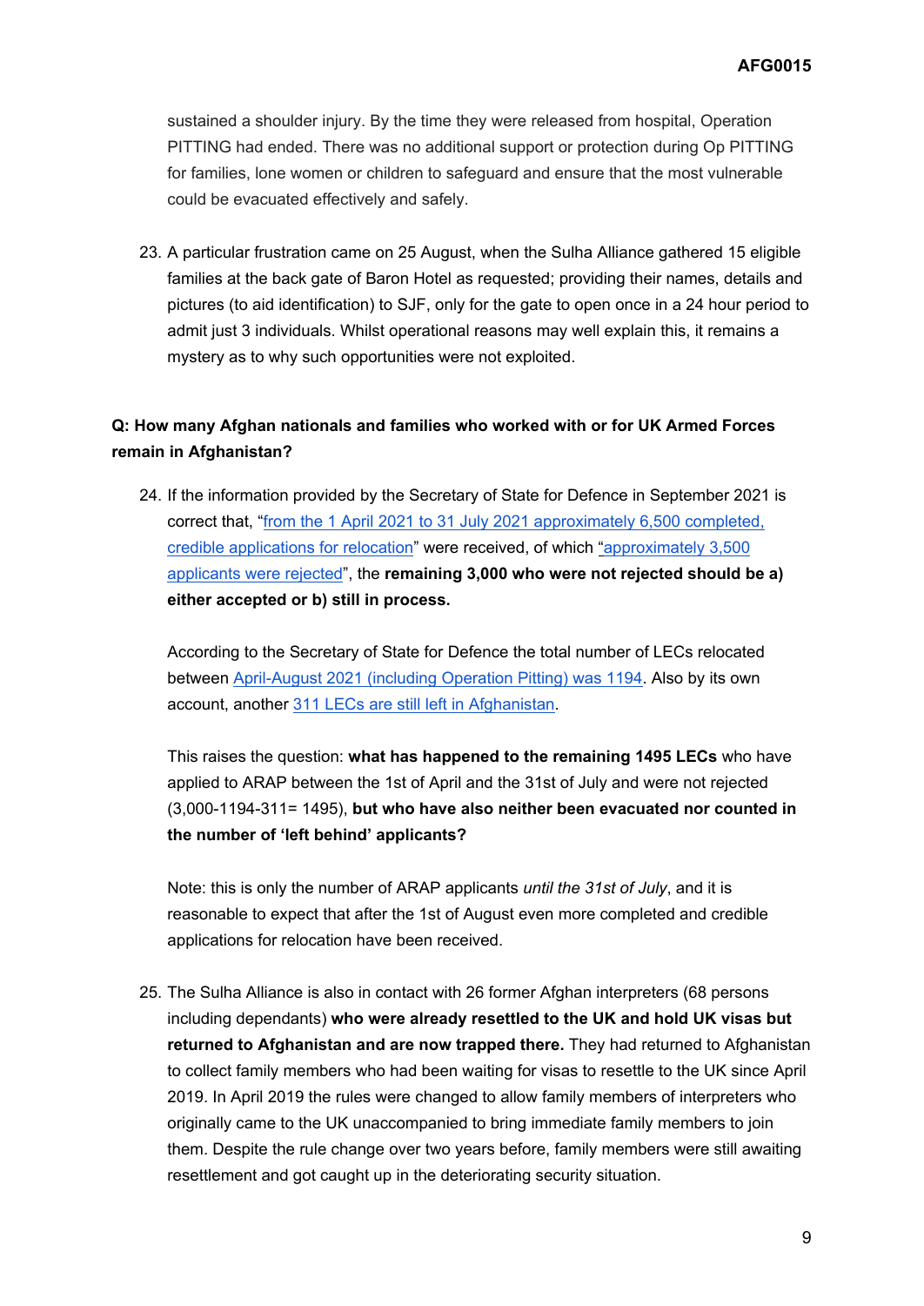sustained a shoulder injury. By the time they were released from hospital, Operation PITTING had ended. There was no additional support or protection during Op PITTING for families, lone women or children to safeguard and ensure that the most vulnerable could be evacuated effectively and safely.

23. A particular frustration came on 25 August, when the Sulha Alliance gathered 15 eligible families at the back gate of Baron Hotel as requested; providing their names, details and pictures (to aid identification) to SJF, only for the gate to open once in a 24 hour period to admit just 3 individuals. Whilst operational reasons may well explain this, it remains a mystery as to why such opportunities were not exploited.

**Q: How many Afghan nationals and families who worked with or for UK Armed Forces remain in Afghanistan?**

24. If the information provided by the Secretary of State for Defence in September 2021 is correct that, "from the 1 April 2021 to 31 July 2021 approximately 6,500 completed, credible applications for relocation" were received, of which "approximately 3,500 applicants were rejected", the **remaining 3,000 who were not rejected should be a) either accepted or b) still in process.**

    According to the Secretary of State for Defence the total number of LECs relocated between April-August 2021 (including Operation Pitting) was 1194. Also by its own account, another 311 LECs are still left in Afghanistan.

    This raises the question: **what has happened to the remaining 1495 LECs** who have applied to ARAP between the 1st of April and the 31st of July and were not rejected (3,000-1194-311= 1495), **but who have also neither been evacuated nor counted in the number of 'left behind' applicants?**

    Note: this is only the number of ARAP applicants *until the 31st of July*, and it is reasonable to expect that after the 1st of August even more completed and credible applications for relocation have been received.

25. The Sulha Alliance is also in contact with 26 former Afghan interpreters (68 persons including dependants) **who were already resettled to the UK and hold UK visas but returned to Afghanistan and are now trapped there.** They had returned to Afghanistan to collect family members who had been waiting for visas to resettle to the UK since April 2019. In April 2019 the rules were changed to allow family members of interpreters who originally came to the UK unaccompanied to bring immediate family members to join them. Despite the rule change over two years before, family members were still awaiting resettlement and got caught up in the deteriorating security situation.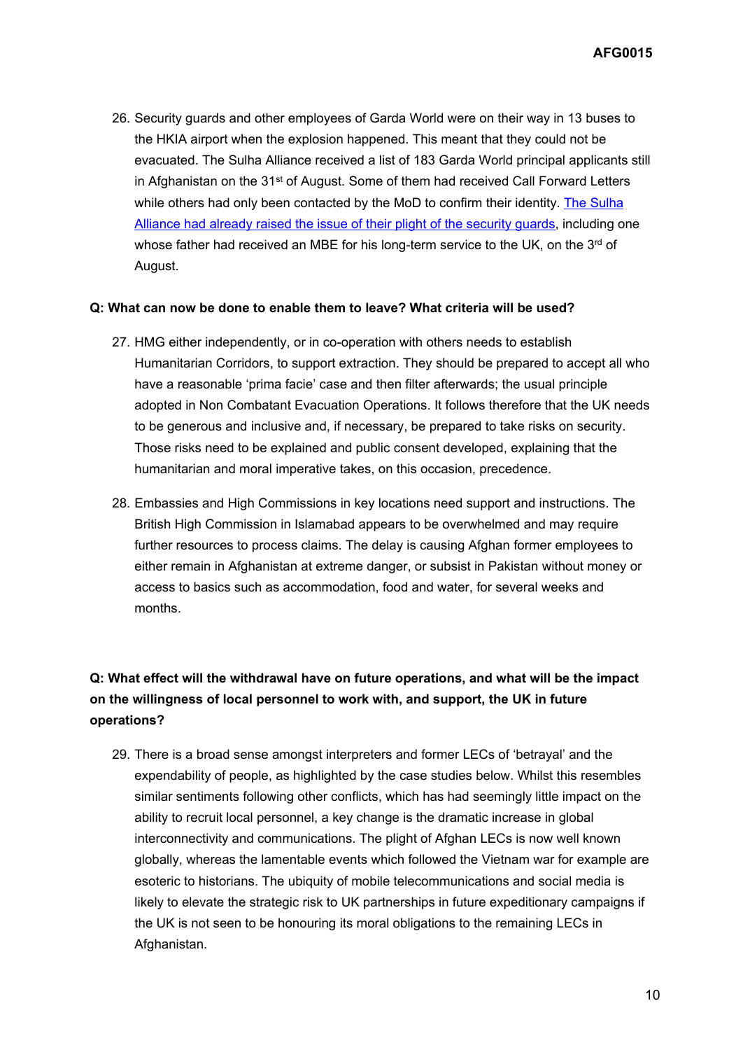26. Security guards and other employees of Garda World were on their way in 13 buses to the HKIA airport when the explosion happened. This meant that they could not be evacuated. The Sulha Alliance received a list of 183 Garda World principal applicants still in Afghanistan on the 31st of August. Some of them had received Call Forward Letters while others had only been contacted by the MoD to confirm their identity. The Sulha Alliance had already raised the issue of their plight of the security guards, including one whose father had received an MBE for his long-term service to the UK, on the 3rd of August.

**Q: What can now be done to enable them to leave? What criteria will be used?**

27. HMG either independently, or in co-operation with others needs to establish Humanitarian Corridors, to support extraction. They should be prepared to accept all who have a reasonable 'prima facie' case and then filter afterwards; the usual principle adopted in Non Combatant Evacuation Operations. It follows therefore that the UK needs to be generous and inclusive and, if necessary, be prepared to take risks on security. Those risks need to be explained and public consent developed, explaining that the humanitarian and moral imperative takes, on this occasion, precedence.

28. Embassies and High Commissions in key locations need support and instructions. The British High Commission in Islamabad appears to be overwhelmed and may require further resources to process claims. The delay is causing Afghan former employees to either remain in Afghanistan at extreme danger, or subsist in Pakistan without money or access to basics such as accommodation, food and water, for several weeks and months.

**Q: What effect will the withdrawal have on future operations, and what will be the impact on the willingness of local personnel to work with, and support, the UK in future operations?**

29. There is a broad sense amongst interpreters and former LECs of 'betrayal' and the expendability of people, as highlighted by the case studies below. Whilst this resembles similar sentiments following other conflicts, which has had seemingly little impact on the ability to recruit local personnel, a key change is the dramatic increase in global interconnectivity and communications. The plight of Afghan LECs is now well known globally, whereas the lamentable events which followed the Vietnam war for example are esoteric to historians. The ubiquity of mobile telecommunications and social media is likely to elevate the strategic risk to UK partnerships in future expeditionary campaigns if the UK is not seen to be honouring its moral obligations to the remaining LECs in Afghanistan.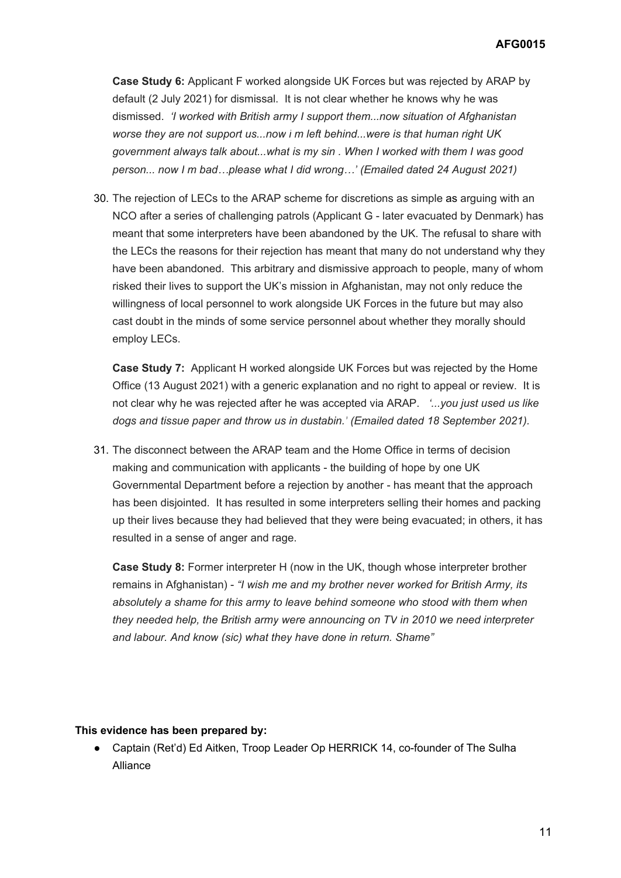**Case Study 6:** Applicant F worked alongside UK Forces but was rejected by ARAP by default (2 July 2021) for dismissal. It is not clear whether he knows why he was dismissed. *'I worked with British army I support them...now situation of Afghanistan worse they are not support us...now i m left behind...were is that human right UK government always talk about...what is my sin . When I worked with them I was good person... now I m bad…please what I did wrong…' (Emailed dated 24 August 2021)*

30. The rejection of LECs to the ARAP scheme for discretions as simple as arguing with an NCO after a series of challenging patrols (Applicant G - later evacuated by Denmark) has meant that some interpreters have been abandoned by the UK. The refusal to share with the LECs the reasons for their rejection has meant that many do not understand why they have been abandoned. This arbitrary and dismissive approach to people, many of whom risked their lives to support the UK's mission in Afghanistan, may not only reduce the willingness of local personnel to work alongside UK Forces in the future but may also cast doubt in the minds of some service personnel about whether they morally should employ LECs.

**Case Study 7:** Applicant H worked alongside UK Forces but was rejected by the Home Office (13 August 2021) with a generic explanation and no right to appeal or review. It is not clear why he was rejected after he was accepted via ARAP. *'...you just used us like dogs and tissue paper and throw us in dustabin.' (Emailed dated 18 September 2021).*

31. The disconnect between the ARAP team and the Home Office in terms of decision making and communication with applicants - the building of hope by one UK Governmental Department before a rejection by another - has meant that the approach has been disjointed. It has resulted in some interpreters selling their homes and packing up their lives because they had believed that they were being evacuated; in others, it has resulted in a sense of anger and rage.

**Case Study 8:** Former interpreter H (now in the UK, though whose interpreter brother remains in Afghanistan) - *"I wish me and my brother never worked for British Army, its absolutely a shame for this army to leave behind someone who stood with them when they needed help, the British army were announcing on TV in 2010 we need interpreter and labour. And know (sic) what they have done in return. Shame"*

**This evidence has been prepared by:**

- Captain (Ret'd) Ed Aitken, Troop Leader Op HERRICK 14, co-founder of The Sulha Alliance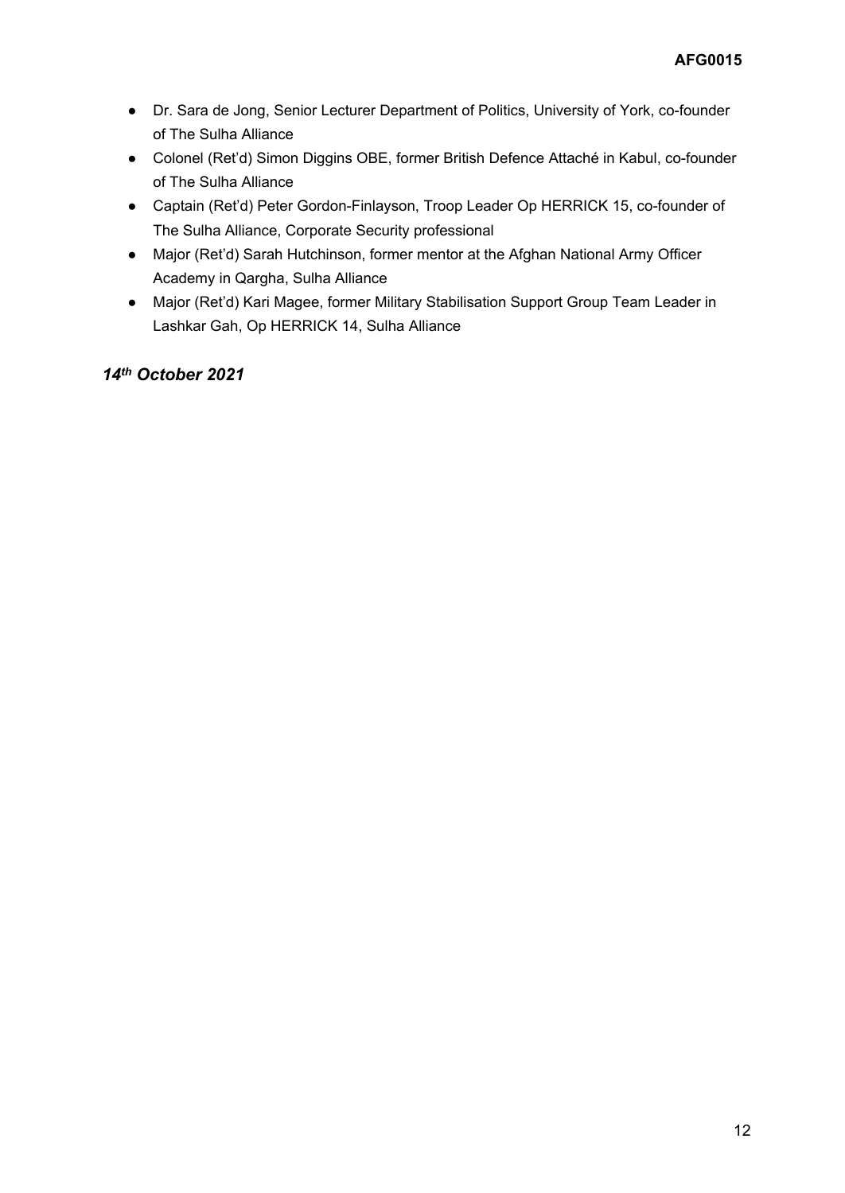- Dr. Sara de Jong, Senior Lecturer Department of Politics, University of York, co-founder of The Sulha Alliance
- Colonel (Ret'd) Simon Diggins OBE, former British Defence Attaché in Kabul, co-founder of The Sulha Alliance
- Captain (Ret'd) Peter Gordon-Finlayson, Troop Leader Op HERRICK 15, co-founder of The Sulha Alliance, Corporate Security professional
- Major (Ret'd) Sarah Hutchinson, former mentor at the Afghan National Army Officer Academy in Qargha, Sulha Alliance
- Major (Ret'd) Kari Magee, former Military Stabilisation Support Group Team Leader in Lashkar Gah, Op HERRICK 14, Sulha Alliance

***14th October 2021***